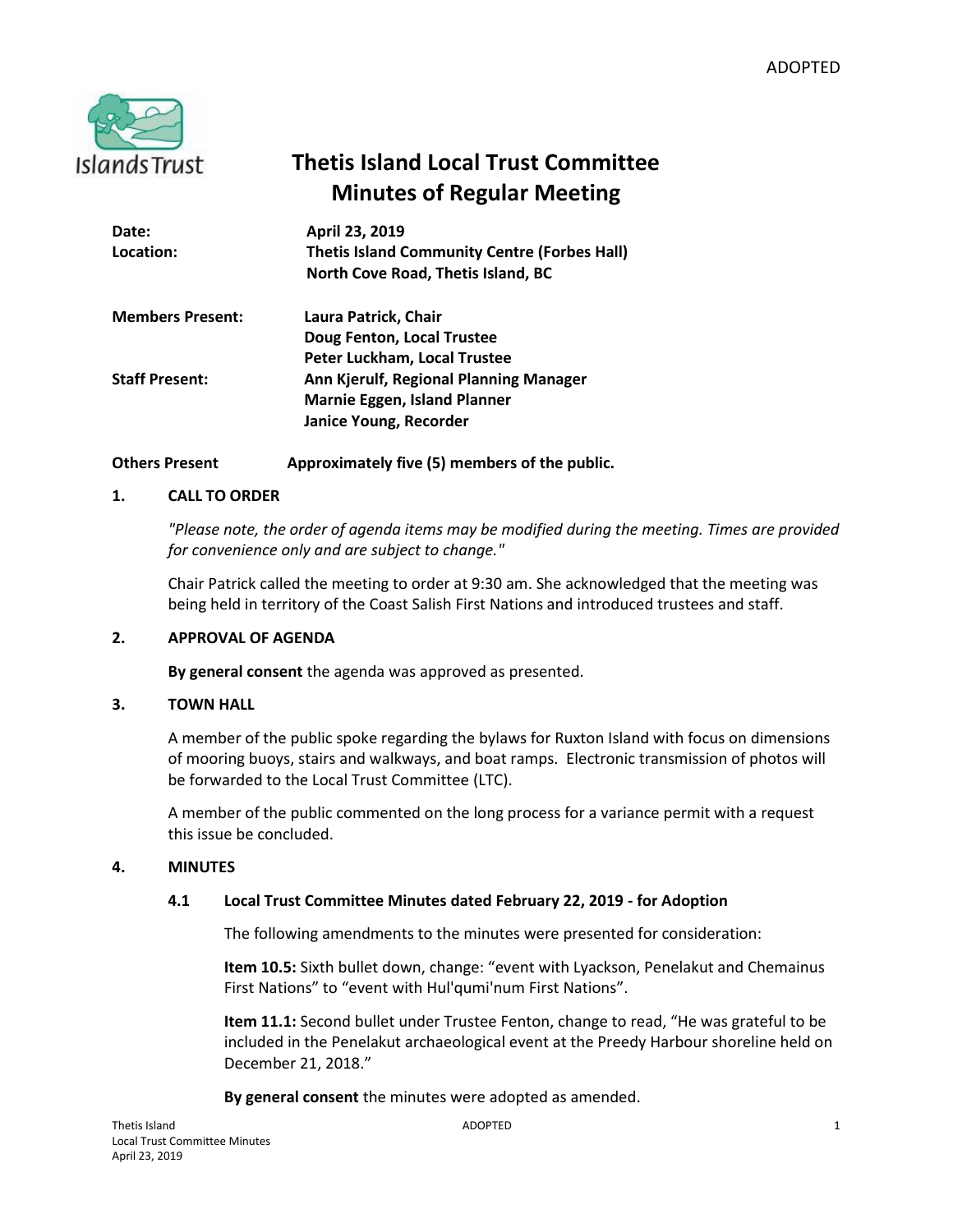ADOPTED

# Thetis Island Local Trust Committee
# Minutes of Regular Meeting

**Date:** April 23, 2019
**Location:** Thetis Island Community Centre (Forbes Hall)
North Cove Road, Thetis Island, BC

**Members Present:** Laura Patrick, Chair
Doug Fenton, Local Trustee
Peter Luckham, Local Trustee

**Staff Present:** Ann Kjerulf, Regional Planning Manager
Marnie Eggen, Island Planner
Janice Young, Recorder

**Others Present** Approximately five (5) members of the public.

## 1. CALL TO ORDER

*"Please note, the order of agenda items may be modified during the meeting. Times are provided for convenience only and are subject to change."*

Chair Patrick called the meeting to order at 9:30 am. She acknowledged that the meeting was being held in territory of the Coast Salish First Nations and introduced trustees and staff.

## 2. APPROVAL OF AGENDA

**By general consent** the agenda was approved as presented.

## 3. TOWN HALL

A member of the public spoke regarding the bylaws for Ruxton Island with focus on dimensions of mooring buoys, stairs and walkways, and boat ramps. Electronic transmission of photos will be forwarded to the Local Trust Committee (LTC).

A member of the public commented on the long process for a variance permit with a request this issue be concluded.

## 4. MINUTES

### 4.1 Local Trust Committee Minutes dated February 22, 2019 - for Adoption

The following amendments to the minutes were presented for consideration:

**Item 10.5:** Sixth bullet down, change: “event with Lyackson, Penelakut and Chemainus First Nations” to “event with Hul'qumi'num First Nations”.

**Item 11.1:** Second bullet under Trustee Fenton, change to read, “He was grateful to be included in the Penelakut archaeological event at the Preedy Harbour shoreline held on December 21, 2018.”

**By general consent** the minutes were adopted as amended.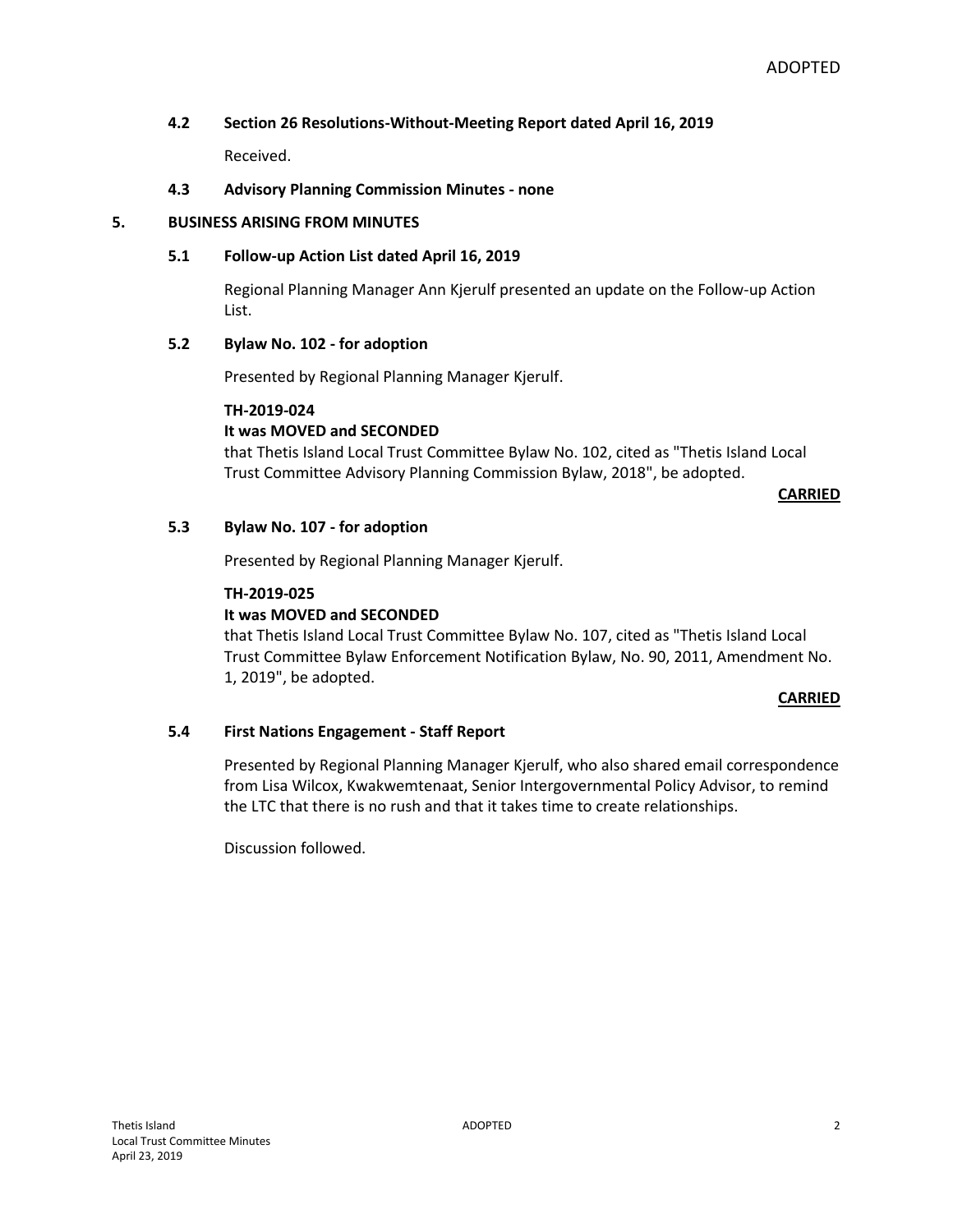### 4.2 Section 26 Resolutions-Without-Meeting Report dated April 16, 2019

Received.

### 4.3 Advisory Planning Commission Minutes - none

## 5. BUSINESS ARISING FROM MINUTES

### 5.1 Follow-up Action List dated April 16, 2019

Regional Planning Manager Ann Kjerulf presented an update on the Follow-up Action List.

### 5.2 Bylaw No. 102 - for adoption

Presented by Regional Planning Manager Kjerulf.

**TH-2019-024**
**It was MOVED and SECONDED**
that Thetis Island Local Trust Committee Bylaw No. 102, cited as "Thetis Island Local Trust Committee Advisory Planning Commission Bylaw, 2018", be adopted.

**CARRIED**

### 5.3 Bylaw No. 107 - for adoption

Presented by Regional Planning Manager Kjerulf.

**TH-2019-025**
**It was MOVED and SECONDED**
that Thetis Island Local Trust Committee Bylaw No. 107, cited as "Thetis Island Local Trust Committee Bylaw Enforcement Notification Bylaw, No. 90, 2011, Amendment No. 1, 2019", be adopted.

**CARRIED**

### 5.4 First Nations Engagement - Staff Report

Presented by Regional Planning Manager Kjerulf, who also shared email correspondence from Lisa Wilcox, Kwakwemtenaat, Senior Intergovernmental Policy Advisor, to remind the LTC that there is no rush and that it takes time to create relationships.

Discussion followed.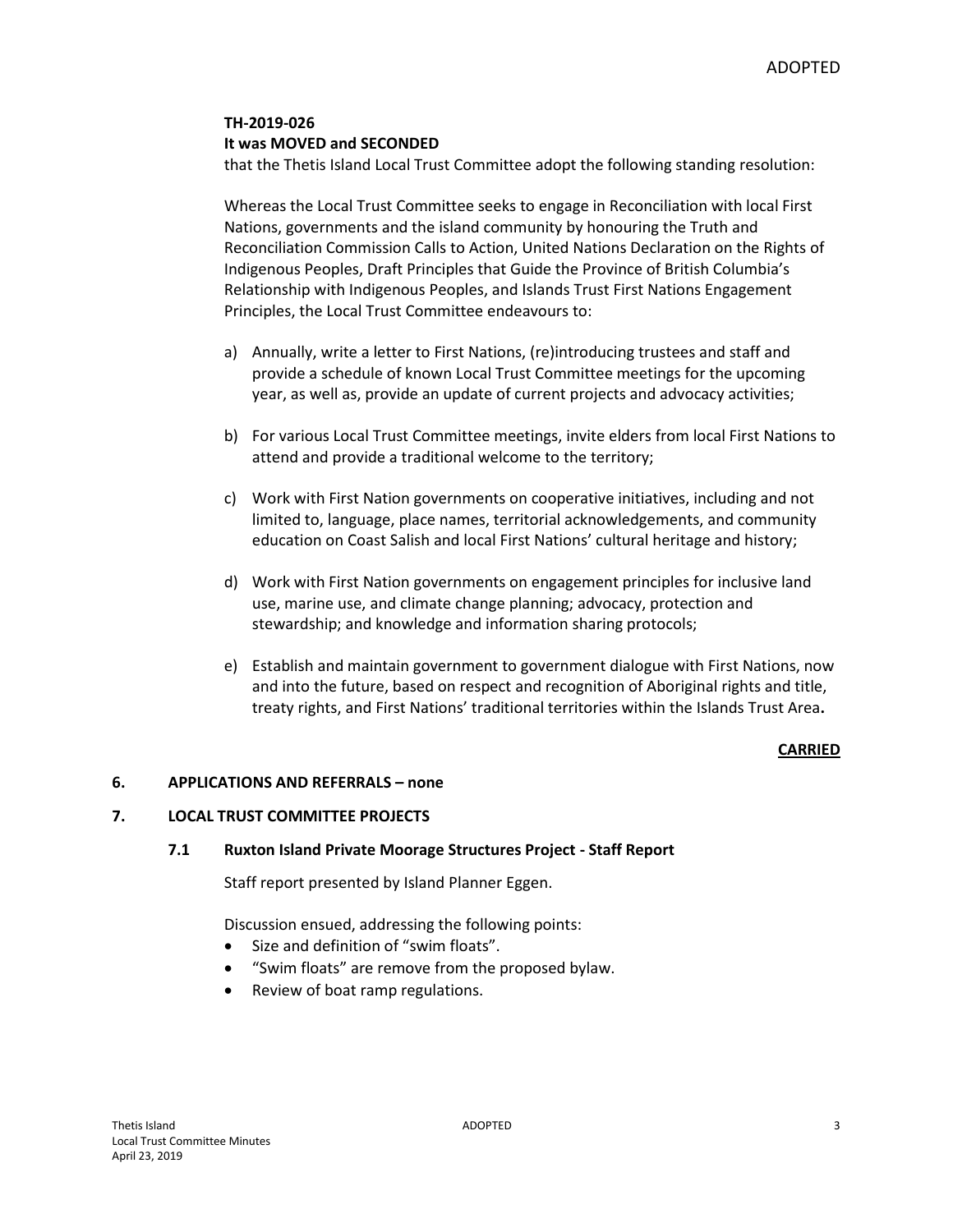**TH-2019-026**
**It was MOVED and SECONDED**
that the Thetis Island Local Trust Committee adopt the following standing resolution:

Whereas the Local Trust Committee seeks to engage in Reconciliation with local First Nations, governments and the island community by honouring the Truth and Reconciliation Commission Calls to Action, United Nations Declaration on the Rights of Indigenous Peoples, Draft Principles that Guide the Province of British Columbia's Relationship with Indigenous Peoples, and Islands Trust First Nations Engagement Principles, the Local Trust Committee endeavours to:

a) Annually, write a letter to First Nations, (re)introducing trustees and staff and provide a schedule of known Local Trust Committee meetings for the upcoming year, as well as, provide an update of current projects and advocacy activities;

b) For various Local Trust Committee meetings, invite elders from local First Nations to attend and provide a traditional welcome to the territory;

c) Work with First Nation governments on cooperative initiatives, including and not limited to, language, place names, territorial acknowledgements, and community education on Coast Salish and local First Nations' cultural heritage and history;

d) Work with First Nation governments on engagement principles for inclusive land use, marine use, and climate change planning; advocacy, protection and stewardship; and knowledge and information sharing protocols;

e) Establish and maintain government to government dialogue with First Nations, now and into the future, based on respect and recognition of Aboriginal rights and title, treaty rights, and First Nations' traditional territories within the Islands Trust Area.

**CARRIED**

## 6. APPLICATIONS AND REFERRALS – none

## 7. LOCAL TRUST COMMITTEE PROJECTS

### 7.1 Ruxton Island Private Moorage Structures Project - Staff Report

Staff report presented by Island Planner Eggen.

Discussion ensued, addressing the following points:

- Size and definition of "swim floats".
- "Swim floats" are remove from the proposed bylaw.
- Review of boat ramp regulations.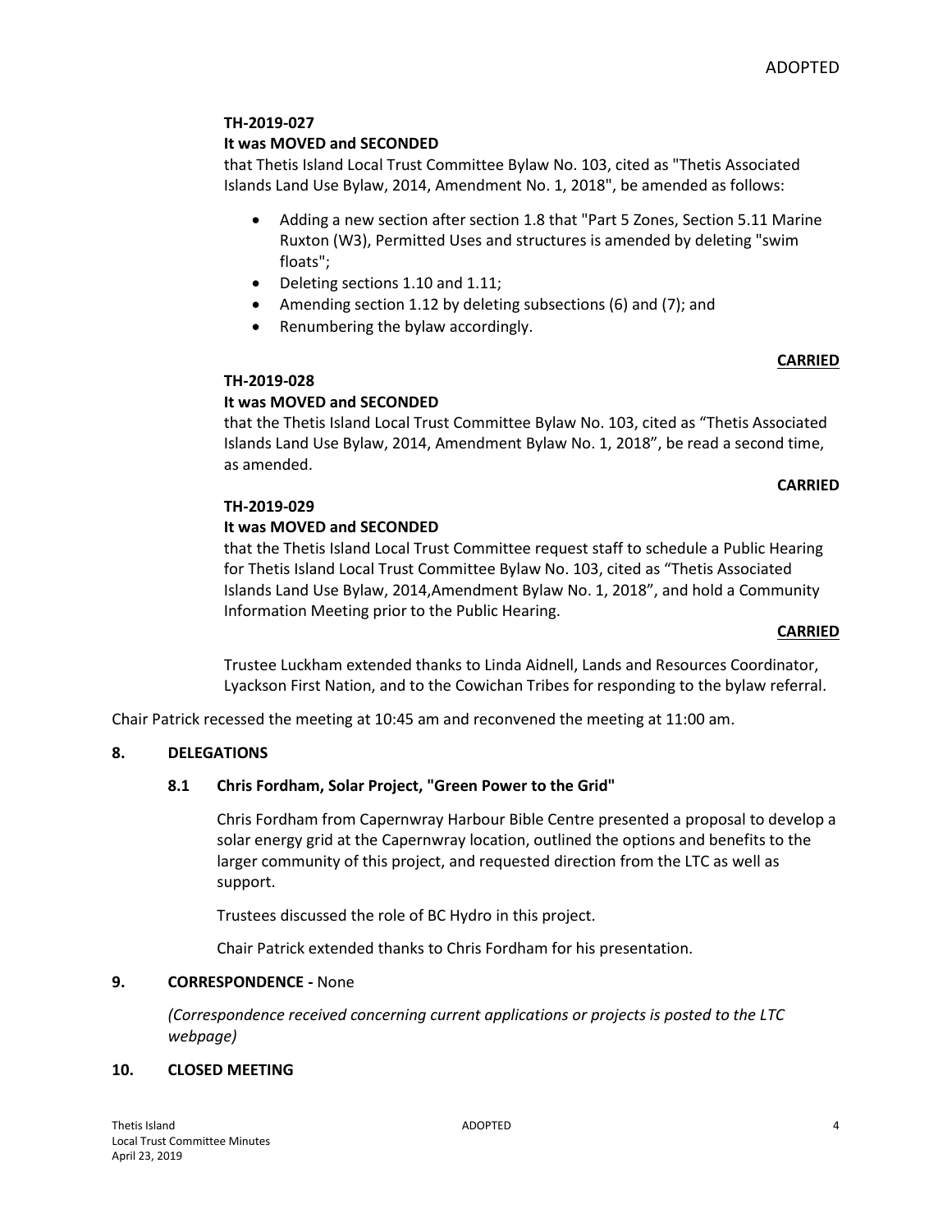**TH-2019-027**

**It was MOVED and SECONDED**

that Thetis Island Local Trust Committee Bylaw No. 103, cited as "Thetis Associated Islands Land Use Bylaw, 2014, Amendment No. 1, 2018", be amended as follows:

- Adding a new section after section 1.8 that "Part 5 Zones, Section 5.11 Marine Ruxton (W3), Permitted Uses and structures is amended by deleting "swim floats";
- Deleting sections 1.10 and 1.11;
- Amending section 1.12 by deleting subsections (6) and (7); and
- Renumbering the bylaw accordingly.

**CARRIED**

**TH-2019-028**

**It was MOVED and SECONDED**

that the Thetis Island Local Trust Committee Bylaw No. 103, cited as "Thetis Associated Islands Land Use Bylaw, 2014, Amendment Bylaw No. 1, 2018", be read a second time, as amended.

**CARRIED**

**TH-2019-029**

**It was MOVED and SECONDED**

that the Thetis Island Local Trust Committee request staff to schedule a Public Hearing for Thetis Island Local Trust Committee Bylaw No. 103, cited as "Thetis Associated Islands Land Use Bylaw, 2014,Amendment Bylaw No. 1, 2018", and hold a Community Information Meeting prior to the Public Hearing.

**CARRIED**

Trustee Luckham extended thanks to Linda Aidnell, Lands and Resources Coordinator, Lyackson First Nation, and to the Cowichan Tribes for responding to the bylaw referral.

Chair Patrick recessed the meeting at 10:45 am and reconvened the meeting at 11:00 am.

## 8. DELEGATIONS

### 8.1 Chris Fordham, Solar Project, "Green Power to the Grid"

Chris Fordham from Capernwray Harbour Bible Centre presented a proposal to develop a solar energy grid at the Capernwray location, outlined the options and benefits to the larger community of this project, and requested direction from the LTC as well as support.

Trustees discussed the role of BC Hydro in this project.

Chair Patrick extended thanks to Chris Fordham for his presentation.

## 9. CORRESPONDENCE - None

*(Correspondence received concerning current applications or projects is posted to the LTC webpage)*

## 10. CLOSED MEETING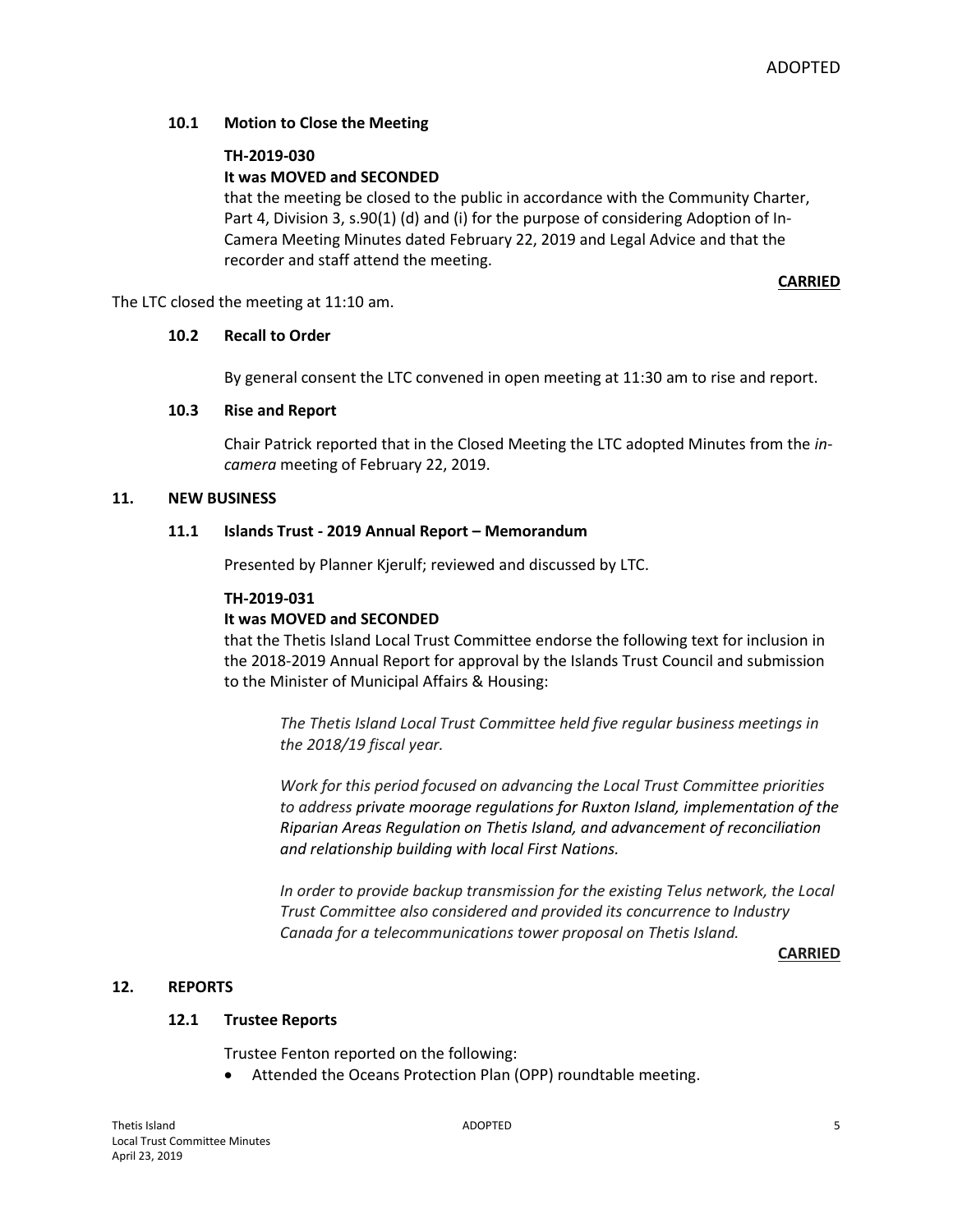### 10.1 Motion to Close the Meeting

**TH-2019-030**

**It was MOVED and SECONDED**

that the meeting be closed to the public in accordance with the Community Charter, Part 4, Division 3, s.90(1) (d) and (i) for the purpose of considering Adoption of In-Camera Meeting Minutes dated February 22, 2019 and Legal Advice and that the recorder and staff attend the meeting.

**CARRIED**

The LTC closed the meeting at 11:10 am.

### 10.2 Recall to Order

By general consent the LTC convened in open meeting at 11:30 am to rise and report.

### 10.3 Rise and Report

Chair Patrick reported that in the Closed Meeting the LTC adopted Minutes from the *in-camera* meeting of February 22, 2019.

## 11. NEW BUSINESS

### 11.1 Islands Trust - 2019 Annual Report – Memorandum

Presented by Planner Kjerulf; reviewed and discussed by LTC.

**TH-2019-031**

**It was MOVED and SECONDED**

that the Thetis Island Local Trust Committee endorse the following text for inclusion in the 2018-2019 Annual Report for approval by the Islands Trust Council and submission to the Minister of Municipal Affairs & Housing:

> *The Thetis Island Local Trust Committee held five regular business meetings in the 2018/19 fiscal year.*
>
> *Work for this period focused on advancing the Local Trust Committee priorities to address private moorage regulations for Ruxton Island, implementation of the Riparian Areas Regulation on Thetis Island, and advancement of reconciliation and relationship building with local First Nations.*
>
> *In order to provide backup transmission for the existing Telus network, the Local Trust Committee also considered and provided its concurrence to Industry Canada for a telecommunications tower proposal on Thetis Island.*

**CARRIED**

## 12. REPORTS

### 12.1 Trustee Reports

Trustee Fenton reported on the following:

- Attended the Oceans Protection Plan (OPP) roundtable meeting.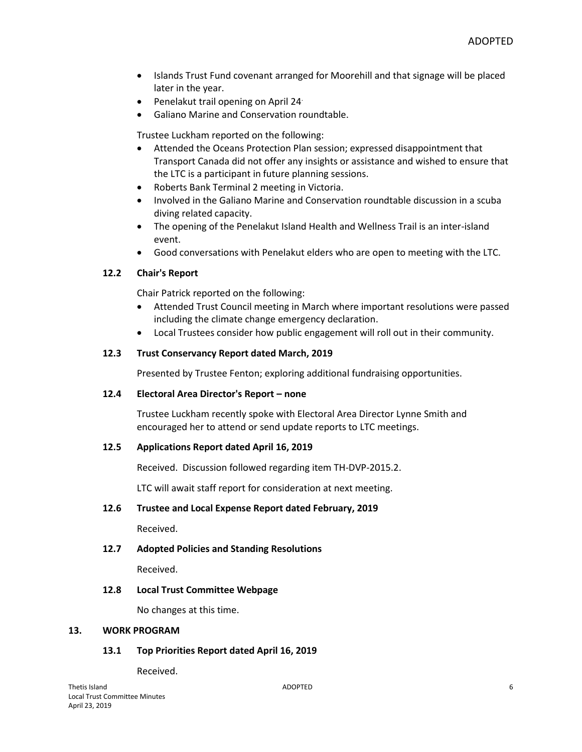- Islands Trust Fund covenant arranged for Moorehill and that signage will be placed later in the year.
- Penelakut trail opening on April 24.
- Galiano Marine and Conservation roundtable.

Trustee Luckham reported on the following:

- Attended the Oceans Protection Plan session; expressed disappointment that Transport Canada did not offer any insights or assistance and wished to ensure that the LTC is a participant in future planning sessions.
- Roberts Bank Terminal 2 meeting in Victoria.
- Involved in the Galiano Marine and Conservation roundtable discussion in a scuba diving related capacity.
- The opening of the Penelakut Island Health and Wellness Trail is an inter-island event.
- Good conversations with Penelakut elders who are open to meeting with the LTC.

### 12.2 Chair's Report

Chair Patrick reported on the following:

- Attended Trust Council meeting in March where important resolutions were passed including the climate change emergency declaration.
- Local Trustees consider how public engagement will roll out in their community.

### 12.3 Trust Conservancy Report dated March, 2019

Presented by Trustee Fenton; exploring additional fundraising opportunities.

### 12.4 Electoral Area Director's Report – none

Trustee Luckham recently spoke with Electoral Area Director Lynne Smith and encouraged her to attend or send update reports to LTC meetings.

### 12.5 Applications Report dated April 16, 2019

Received. Discussion followed regarding item TH-DVP-2015.2.

LTC will await staff report for consideration at next meeting.

### 12.6 Trustee and Local Expense Report dated February, 2019

Received.

### 12.7 Adopted Policies and Standing Resolutions

Received.

### 12.8 Local Trust Committee Webpage

No changes at this time.

## 13. WORK PROGRAM

### 13.1 Top Priorities Report dated April 16, 2019

Received.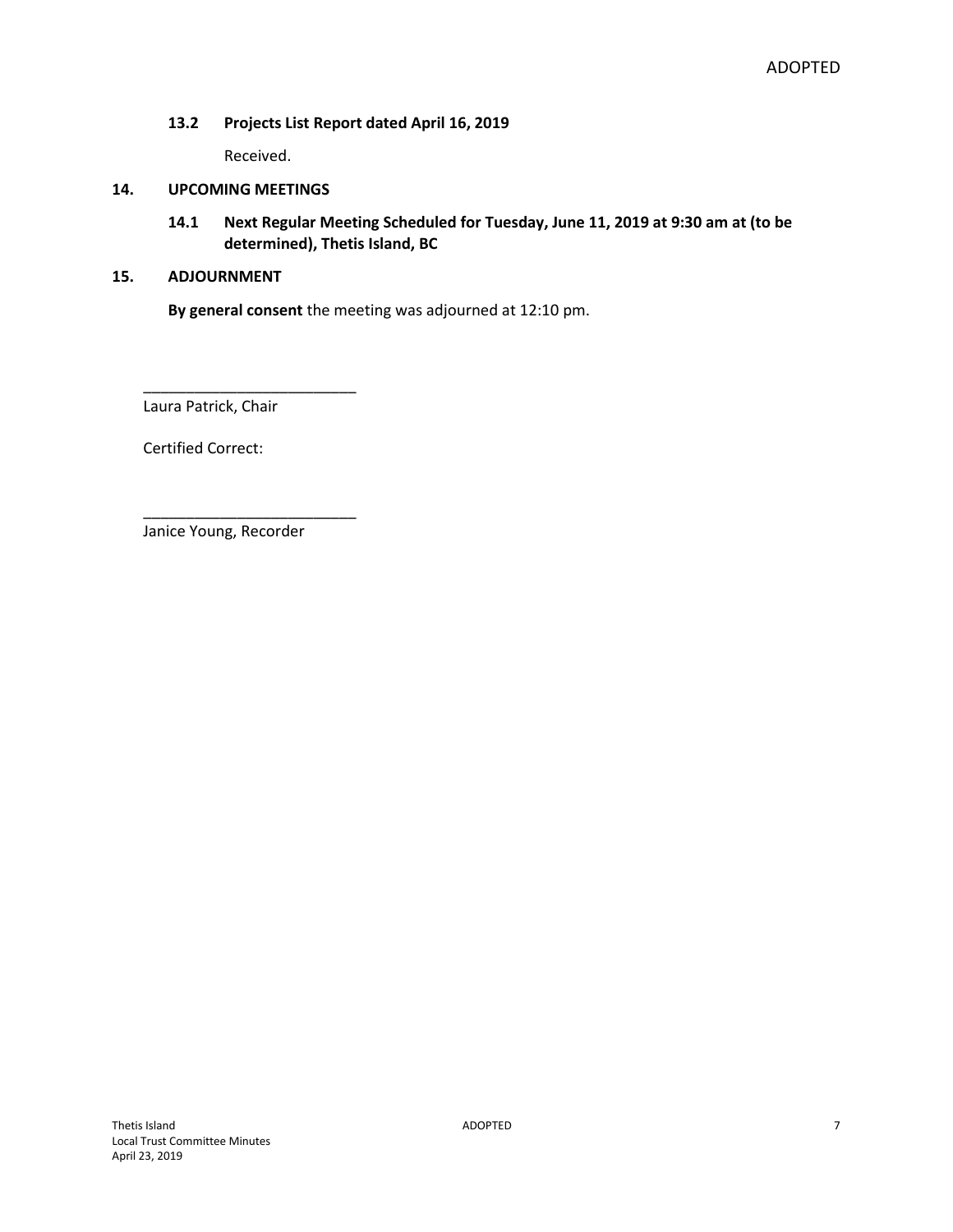### 13.2 Projects List Report dated April 16, 2019

Received.

## 14. UPCOMING MEETINGS

### 14.1 Next Regular Meeting Scheduled for Tuesday, June 11, 2019 at 9:30 am at (to be determined), Thetis Island, BC

## 15. ADJOURNMENT

**By general consent** the meeting was adjourned at 12:10 pm.

_________________________
Laura Patrick, Chair

Certified Correct:

_________________________
Janice Young, Recorder